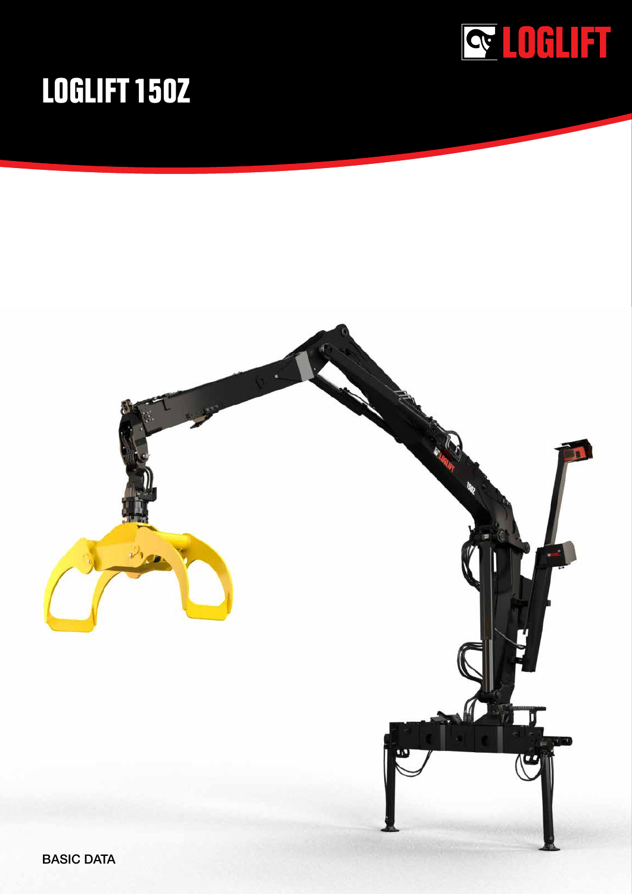# LOGLIFT 150Z

BASIC DATA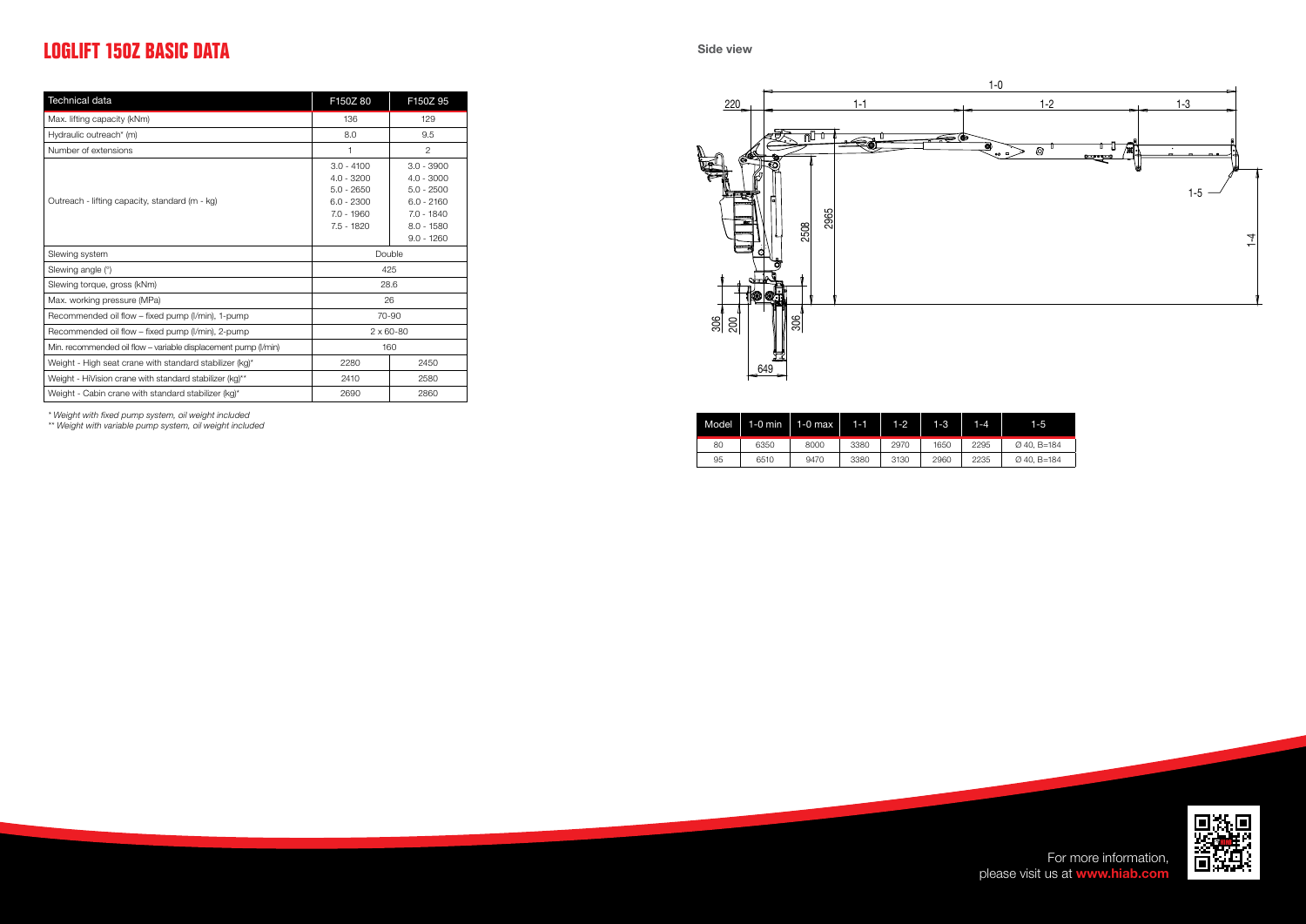# LOGLIFT 150Z BASIC DATA

| Technical data | F150Z 80 | F150Z 95 |
| --- | --- | --- |
| Max. lifting capacity (kNm) | 136 | 129 |
| Hydraulic outreach* (m) | 8.0 | 9.5 |
| Number of extensions | 1 | 2 |
| Outreach - lifting capacity, standard (m - kg) | 3.0 - 4100<br>4.0 - 3200<br>5.0 - 2650<br>6.0 - 2300<br>7.0 - 1960<br>7.5 - 1820 | 3.0 - 3900<br>4.0 - 3000<br>5.0 - 2500<br>6.0 - 2160<br>7.0 - 1840<br>8.0 - 1580<br>9.0 - 1260 |
| Slewing system | Double | |
| Slewing angle (°) | 425 | |
| Slewing torque, gross (kNm) | 28.6 | |
| Max. working pressure (MPa) | 26 | |
| Recommended oil flow – fixed pump (l/min), 1-pump | 70-90 | |
| Recommended oil flow – fixed pump (l/min), 2-pump | 2 x 60-80 | |
| Min. recommended oil flow – variable displacement pump (l/min) | 160 | |
| Weight - High seat crane with standard stabilizer (kg)* | 2280 | 2450 |
| Weight - HiVision crane with standard stabilizer (kg)** | 2410 | 2580 |
| Weight - Cabin crane with standard stabilizer (kg)* | 2690 | 2860 |

*\* Weight with fixed pump system, oil weight included*

*\*\* Weight with variable pump system, oil weight included*

**Side view**

220, 1-0, 1-1, 1-2, 1-3, 1-4, 1-5, 2508, 2965, 306, 200, 306, 649

| Model | 1-0 min | 1-0 max | 1-1 | 1-2 | 1-3 | 1-4 | 1-5 |
| --- | --- | --- | --- | --- | --- | --- | --- |
| 80 | 6350 | 8000 | 3380 | 2970 | 1650 | 2295 | Ø 40, B=184 |
| 95 | 6510 | 9470 | 3380 | 3130 | 2960 | 2235 | Ø 40, B=184 |

For more information, please visit us at **www.hiab.com**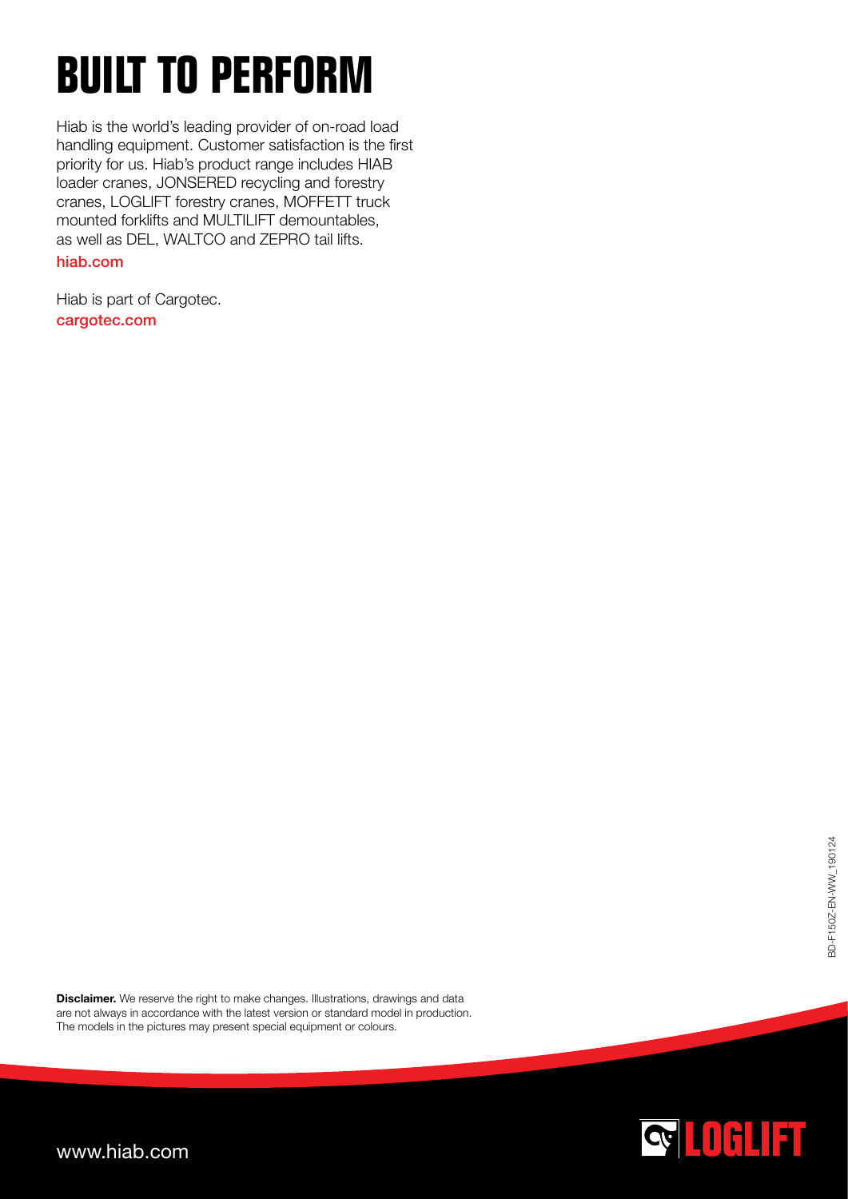# BUILT TO PERFORM

Hiab is the world's leading provider of on-road load handling equipment. Customer satisfaction is the first priority for us. Hiab's product range includes HIAB loader cranes, JONSERED recycling and forestry cranes, LOGLIFT forestry cranes, MOFFETT truck mounted forklifts and MULTILIFT demountables, as well as DEL, WALTCO and ZEPRO tail lifts.

hiab.com

Hiab is part of Cargotec.

cargotec.com

BD-F150Z-EN-WW_190124

**Disclaimer.** We reserve the right to make changes. Illustrations, drawings and data are not always in accordance with the latest version or standard model in production. The models in the pictures may present special equipment or colours.

www.hiab.com

LOGLIFT